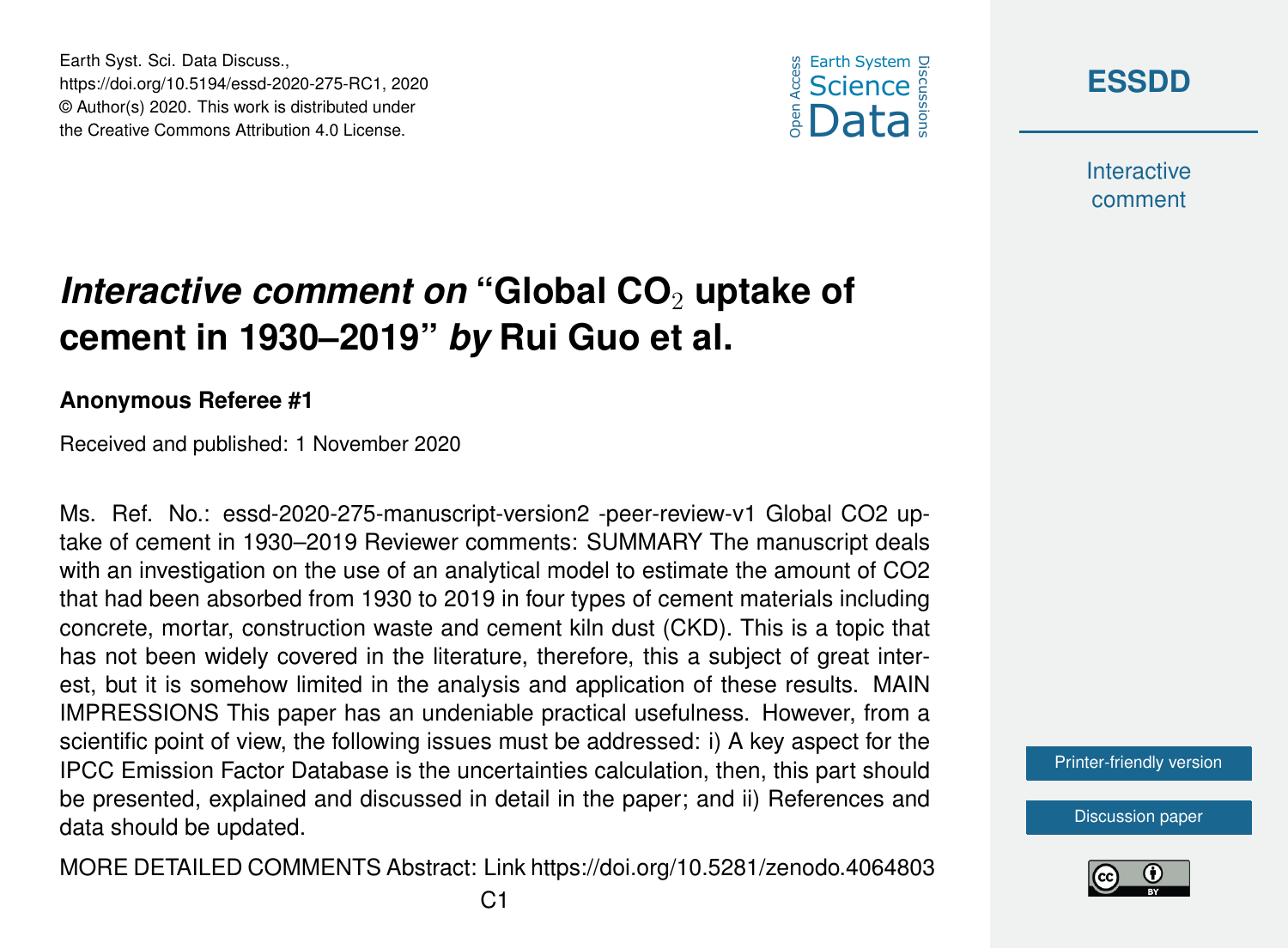# *Interactive comment on* "Global $CO_2$ uptake of cement in 1930–2019" *by* Rui Guo et al.

**Anonymous Referee #1**

Received and published: 1 November 2020

Ms. Ref. No.: essd-2020-275-manuscript-version2 -peer-review-v1 Global CO2 uptake of cement in 1930–2019 Reviewer comments: SUMMARY The manuscript deals with an investigation on the use of an analytical model to estimate the amount of CO2 that had been absorbed from 1930 to 2019 in four types of cement materials including concrete, mortar, construction waste and cement kiln dust (CKD). This is a topic that has not been widely covered in the literature, therefore, this a subject of great interest, but it is somehow limited in the analysis and application of these results. MAIN IMPRESSIONS This paper has an undeniable practical usefulness. However, from a scientific point of view, the following issues must be addressed: i) A key aspect for the IPCC Emission Factor Database is the uncertainties calculation, then, this part should be presented, explained and discussed in detail in the paper; and ii) References and data should be updated.

MORE DETAILED COMMENTS Abstract: Link https://doi.org/10.5281/zenodo.4064803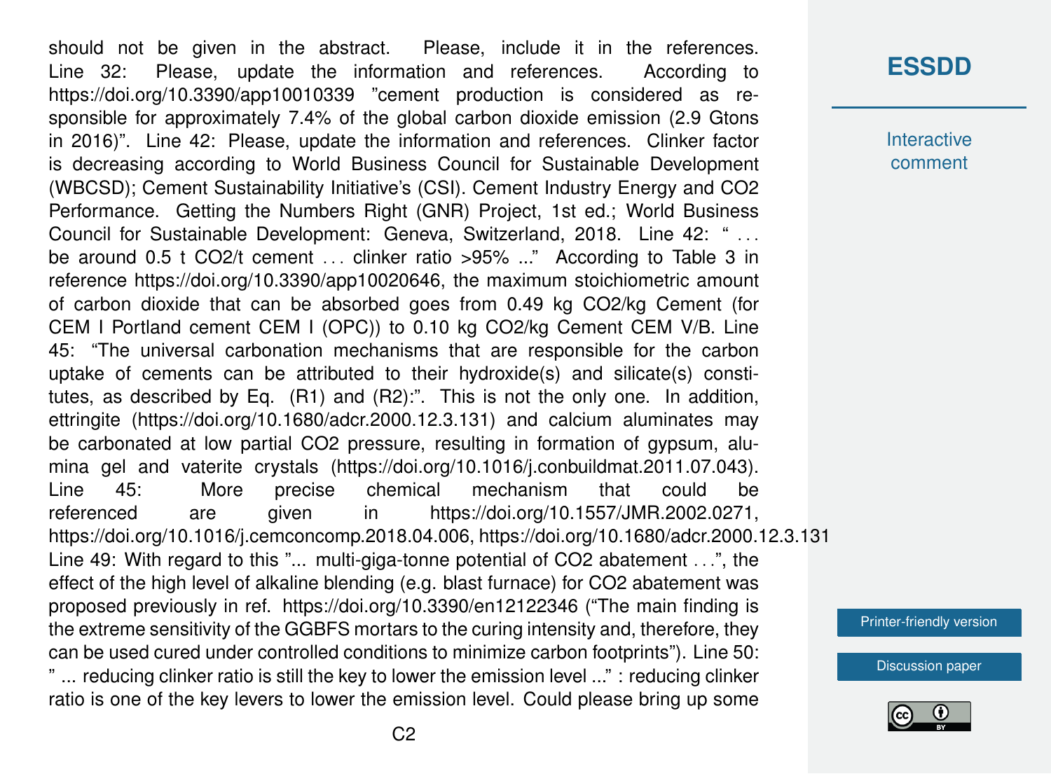should not be given in the abstract. Please, include it in the references. Line 32: Please, update the information and references. According to https://doi.org/10.3390/app10010339 "cement production is considered as responsible for approximately 7.4% of the global carbon dioxide emission (2.9 Gtons in 2016)". Line 42: Please, update the information and references. Clinker factor is decreasing according to World Business Council for Sustainable Development (WBCSD); Cement Sustainability Initiative's (CSI). Cement Industry Energy and $CO_2$ Performance. Getting the Numbers Right (GNR) Project, 1st ed.; World Business Council for Sustainable Development: Geneva, Switzerland, 2018. Line 42: " ... be around 0.5 t $CO_2$/t cement ... clinker ratio >95% ..." According to Table 3 in reference https://doi.org/10.3390/app10020646, the maximum stoichiometric amount of carbon dioxide that can be absorbed goes from 0.49 kg $CO_2$/kg Cement (for CEM I Portland cement CEM I (OPC)) to 0.10 kg $CO_2$/kg Cement CEM V/B. Line 45: "The universal carbonation mechanisms that are responsible for the carbon uptake of cements can be attributed to their hydroxide(s) and silicate(s) constitutes, as described by Eq. (R1) and (R2):". This is not the only one. In addition, ettringite (https://doi.org/10.1680/adcr.2000.12.3.131) and calcium aluminates may be carbonated at low partial $CO_2$ pressure, resulting in formation of gypsum, alumina gel and vaterite crystals (https://doi.org/10.1016/j.conbuildmat.2011.07.043). Line 45: More precise chemical mechanism that could be referenced are given in https://doi.org/10.1557/JMR.2002.0271, https://doi.org/10.1016/j.cemconcomp.2018.04.006, https://doi.org/10.1680/adcr.2000.12.3.131 Line 49: With regard to this "... multi-giga-tonne potential of $CO_2$ abatement ...", the effect of the high level of alkaline blending (e.g. blast furnace) for $CO_2$ abatement was proposed previously in ref. https://doi.org/10.3390/en12122346 ("The main finding is the extreme sensitivity of the GGBFS mortars to the curing intensity and, therefore, they can be used cured under controlled conditions to minimize carbon footprints"). Line 50: " ... reducing clinker ratio is still the key to lower the emission level ..." : reducing clinker ratio is one of the key levers to lower the emission level. Could please bring up some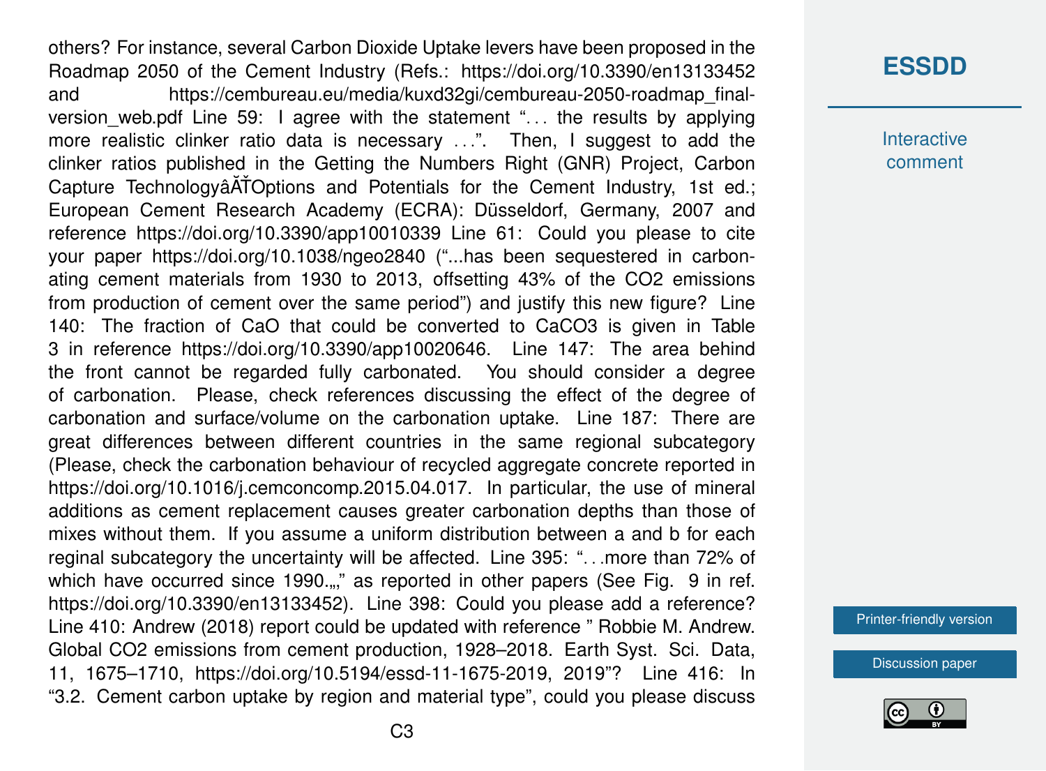others? For instance, several Carbon Dioxide Uptake levers have been proposed in the Roadmap 2050 of the Cement Industry (Refs.: https://doi.org/10.3390/en13133452 and https://cembureau.eu/media/kuxd32gi/cembureau-2050-roadmap_final-version_web.pdf Line 59: I agree with the statement "... the results by applying more realistic clinker ratio data is necessary ...". Then, I suggest to add the clinker ratios published in the Getting the Numbers Right (GNR) Project, Carbon Capture TechnologyâĂŤOptions and Potentials for the Cement Industry, 1st ed.; European Cement Research Academy (ECRA): Düsseldorf, Germany, 2007 and reference https://doi.org/10.3390/app10010339 Line 61: Could you please to cite your paper https://doi.org/10.1038/ngeo2840 ("...has been sequestered in carbonating cement materials from 1930 to 2013, offsetting 43% of the CO2 emissions from production of cement over the same period") and justify this new figure? Line 140: The fraction of CaO that could be converted to CaCO3 is given in Table 3 in reference https://doi.org/10.3390/app10020646. Line 147: The area behind the front cannot be regarded fully carbonated. You should consider a degree of carbonation. Please, check references discussing the effect of the degree of carbonation and surface/volume on the carbonation uptake. Line 187: There are great differences between different countries in the same regional subcategory (Please, check the carbonation behaviour of recycled aggregate concrete reported in https://doi.org/10.1016/j.cemconcomp.2015.04.017. In particular, the use of mineral additions as cement replacement causes greater carbonation depths than those of mixes without them. If you assume a uniform distribution between a and b for each reginal subcategory the uncertainty will be affected. Line 395: "...more than 72% of which have occurred since 1990.„," as reported in other papers (See Fig. 9 in ref. https://doi.org/10.3390/en13133452). Line 398: Could you please add a reference? Line 410: Andrew (2018) report could be updated with reference " Robbie M. Andrew. Global CO2 emissions from cement production, 1928–2018. Earth Syst. Sci. Data, 11, 1675–1710, https://doi.org/10.5194/essd-11-1675-2019, 2019"? Line 416: In "3.2. Cement carbon uptake by region and material type", could you please discuss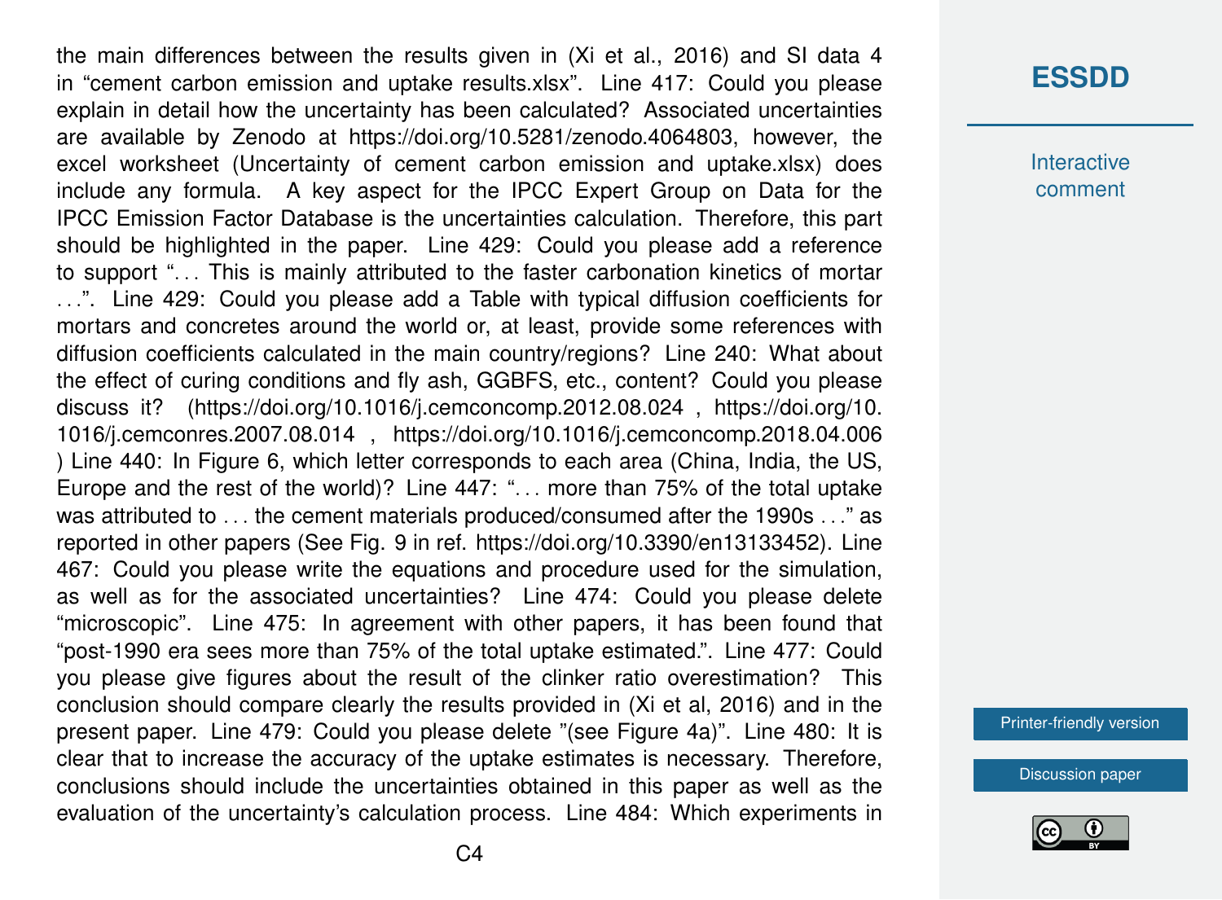the main differences between the results given in (Xi et al., 2016) and SI data 4 in "cement carbon emission and uptake results.xlsx". Line 417: Could you please explain in detail how the uncertainty has been calculated? Associated uncertainties are available by Zenodo at https://doi.org/10.5281/zenodo.4064803, however, the excel worksheet (Uncertainty of cement carbon emission and uptake.xlsx) does include any formula. A key aspect for the IPCC Expert Group on Data for the IPCC Emission Factor Database is the uncertainties calculation. Therefore, this part should be highlighted in the paper. Line 429: Could you please add a reference to support "... This is mainly attributed to the faster carbonation kinetics of mortar ...". Line 429: Could you please add a Table with typical diffusion coefficients for mortars and concretes around the world or, at least, provide some references with diffusion coefficients calculated in the main country/regions? Line 240: What about the effect of curing conditions and fly ash, GGBFS, etc., content? Could you please discuss it? (https://doi.org/10.1016/j.cemconcomp.2012.08.024 , https://doi.org/10.1016/j.cemconres.2007.08.014 , https://doi.org/10.1016/j.cemconcomp.2018.04.006 ) Line 440: In Figure 6, which letter corresponds to each area (China, India, the US, Europe and the rest of the world)? Line 447: "... more than 75% of the total uptake was attributed to ... the cement materials produced/consumed after the 1990s ..." as reported in other papers (See Fig. 9 in ref. https://doi.org/10.3390/en13133452). Line 467: Could you please write the equations and procedure used for the simulation, as well as for the associated uncertainties? Line 474: Could you please delete "microscopic". Line 475: In agreement with other papers, it has been found that "post-1990 era sees more than 75% of the total uptake estimated.". Line 477: Could you please give figures about the result of the clinker ratio overestimation? This conclusion should compare clearly the results provided in (Xi et al, 2016) and in the present paper. Line 479: Could you please delete "(see Figure 4a)". Line 480: It is clear that to increase the accuracy of the uptake estimates is necessary. Therefore, conclusions should include the uncertainties obtained in this paper as well as the evaluation of the uncertainty's calculation process. Line 484: Which experiments in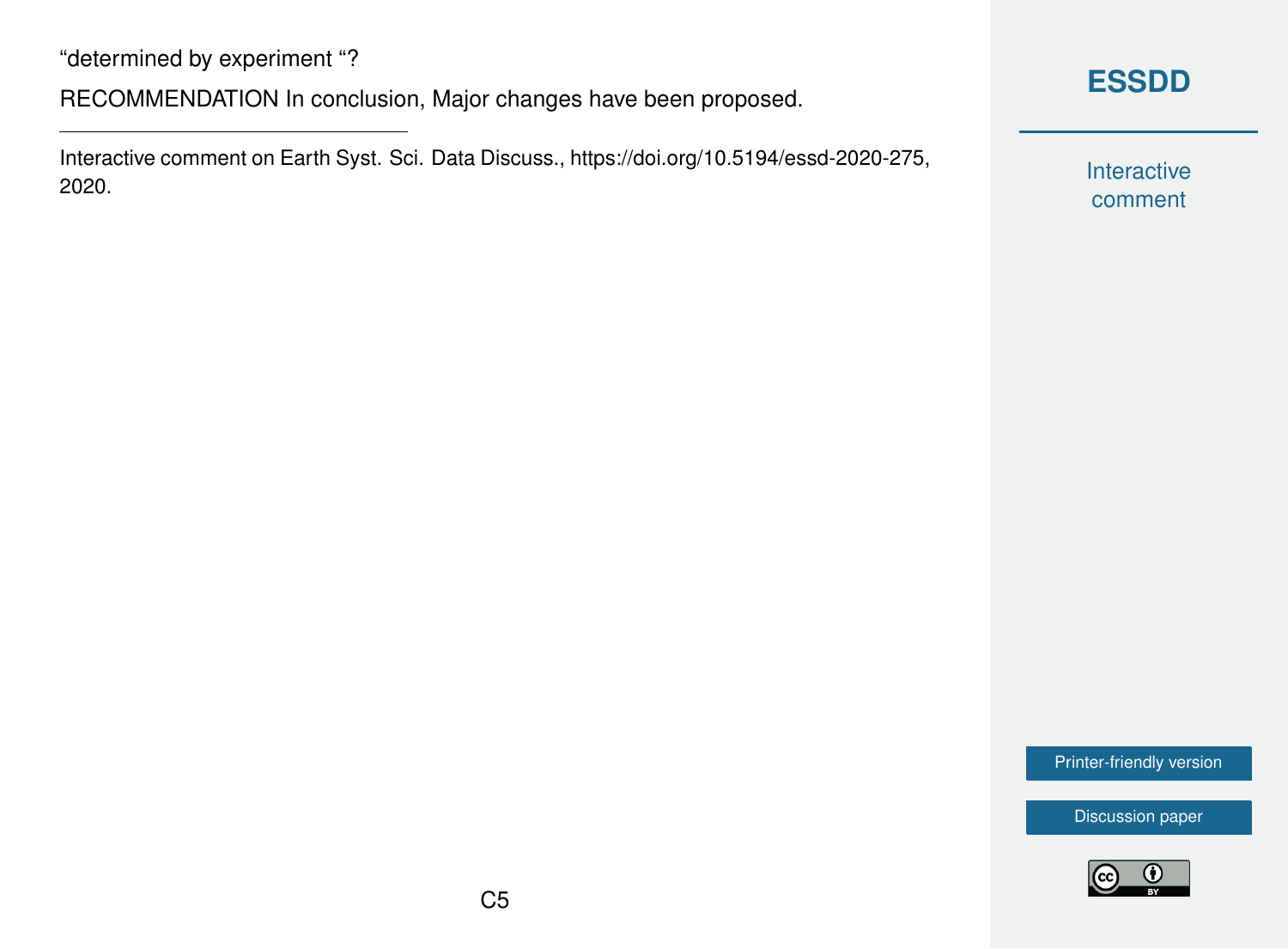“determined by experiment “?

RECOMMENDATION In conclusion, Major changes have been proposed.

---

Interactive comment on Earth Syst. Sci. Data Discuss., https://doi.org/10.5194/essd-2020-275, 2020.